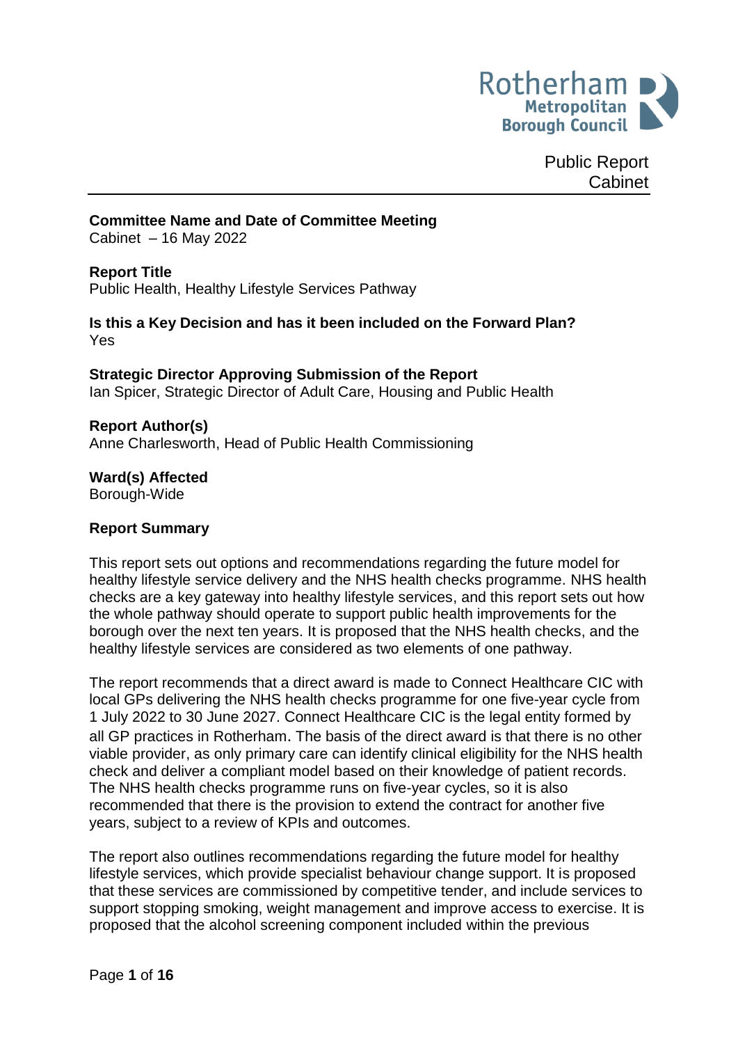Rotherham Metropolitan Borough Council

Public Report
Cabinet

**Committee Name and Date of Committee Meeting**
Cabinet – 16 May 2022

**Report Title**
Public Health, Healthy Lifestyle Services Pathway

**Is this a Key Decision and has it been included on the Forward Plan?**
Yes

**Strategic Director Approving Submission of the Report**
Ian Spicer, Strategic Director of Adult Care, Housing and Public Health

**Report Author(s)**
Anne Charlesworth, Head of Public Health Commissioning

**Ward(s) Affected**
Borough-Wide

**Report Summary**

This report sets out options and recommendations regarding the future model for healthy lifestyle service delivery and the NHS health checks programme. NHS health checks are a key gateway into healthy lifestyle services, and this report sets out how the whole pathway should operate to support public health improvements for the borough over the next ten years. It is proposed that the NHS health checks, and the healthy lifestyle services are considered as two elements of one pathway.

The report recommends that a direct award is made to Connect Healthcare CIC with local GPs delivering the NHS health checks programme for one five-year cycle from 1 July 2022 to 30 June 2027. Connect Healthcare CIC is the legal entity formed by all GP practices in Rotherham. The basis of the direct award is that there is no other viable provider, as only primary care can identify clinical eligibility for the NHS health check and deliver a compliant model based on their knowledge of patient records. The NHS health checks programme runs on five-year cycles, so it is also recommended that there is the provision to extend the contract for another five years, subject to a review of KPIs and outcomes.

The report also outlines recommendations regarding the future model for healthy lifestyle services, which provide specialist behaviour change support. It is proposed that these services are commissioned by competitive tender, and include services to support stopping smoking, weight management and improve access to exercise. It is proposed that the alcohol screening component included within the previous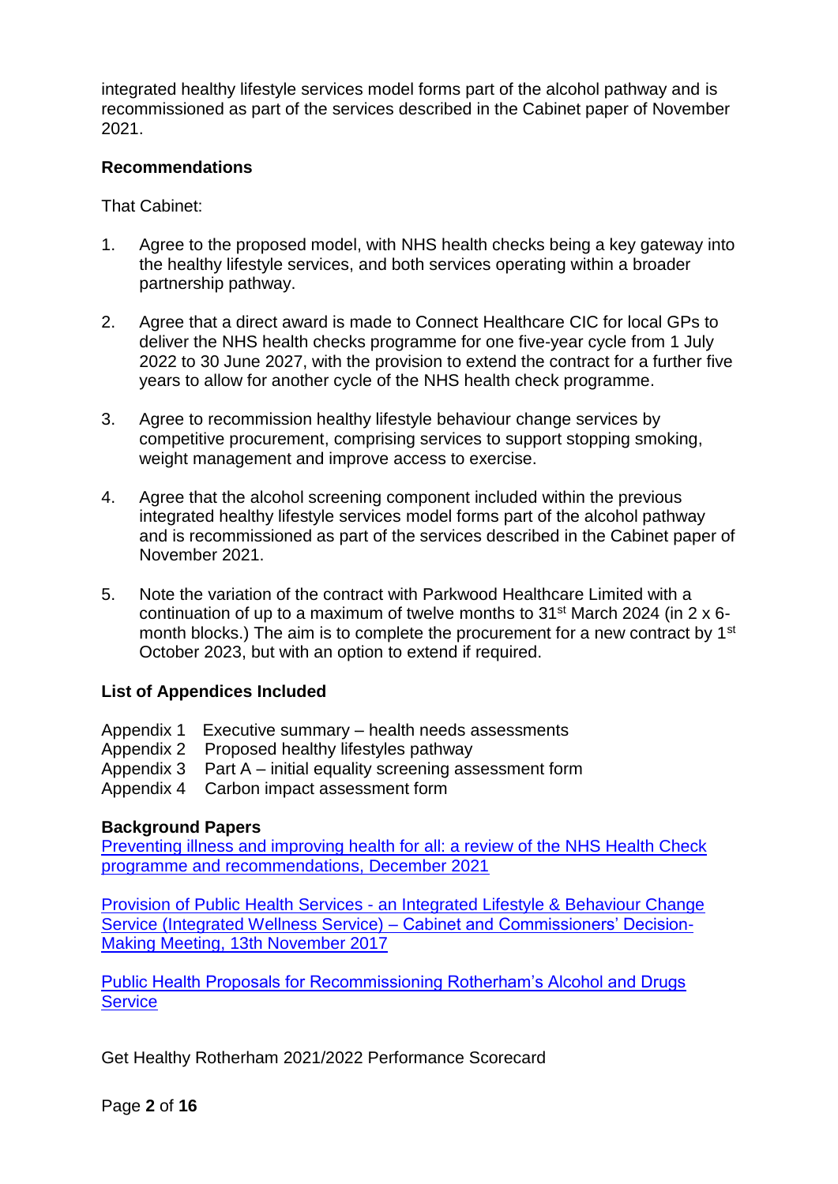integrated healthy lifestyle services model forms part of the alcohol pathway and is recommissioned as part of the services described in the Cabinet paper of November 2021.

**Recommendations**

That Cabinet:

1. Agree to the proposed model, with NHS health checks being a key gateway into the healthy lifestyle services, and both services operating within a broader partnership pathway.

2. Agree that a direct award is made to Connect Healthcare CIC for local GPs to deliver the NHS health checks programme for one five-year cycle from 1 July 2022 to 30 June 2027, with the provision to extend the contract for a further five years to allow for another cycle of the NHS health check programme.

3. Agree to recommission healthy lifestyle behaviour change services by competitive procurement, comprising services to support stopping smoking, weight management and improve access to exercise.

4. Agree that the alcohol screening component included within the previous integrated healthy lifestyle services model forms part of the alcohol pathway and is recommissioned as part of the services described in the Cabinet paper of November 2021.

5. Note the variation of the contract with Parkwood Healthcare Limited with a continuation of up to a maximum of twelve months to 31st March 2024 (in 2 x 6-month blocks.) The aim is to complete the procurement for a new contract by 1st October 2023, but with an option to extend if required.

**List of Appendices Included**

Appendix 1 Executive summary – health needs assessments
Appendix 2 Proposed healthy lifestyles pathway
Appendix 3 Part A – initial equality screening assessment form
Appendix 4 Carbon impact assessment form

**Background Papers**

Preventing illness and improving health for all: a review of the NHS Health Check programme and recommendations, December 2021

Provision of Public Health Services - an Integrated Lifestyle & Behaviour Change Service (Integrated Wellness Service) – Cabinet and Commissioners' Decision-Making Meeting, 13th November 2017

Public Health Proposals for Recommissioning Rotherham's Alcohol and Drugs Service

Get Healthy Rotherham 2021/2022 Performance Scorecard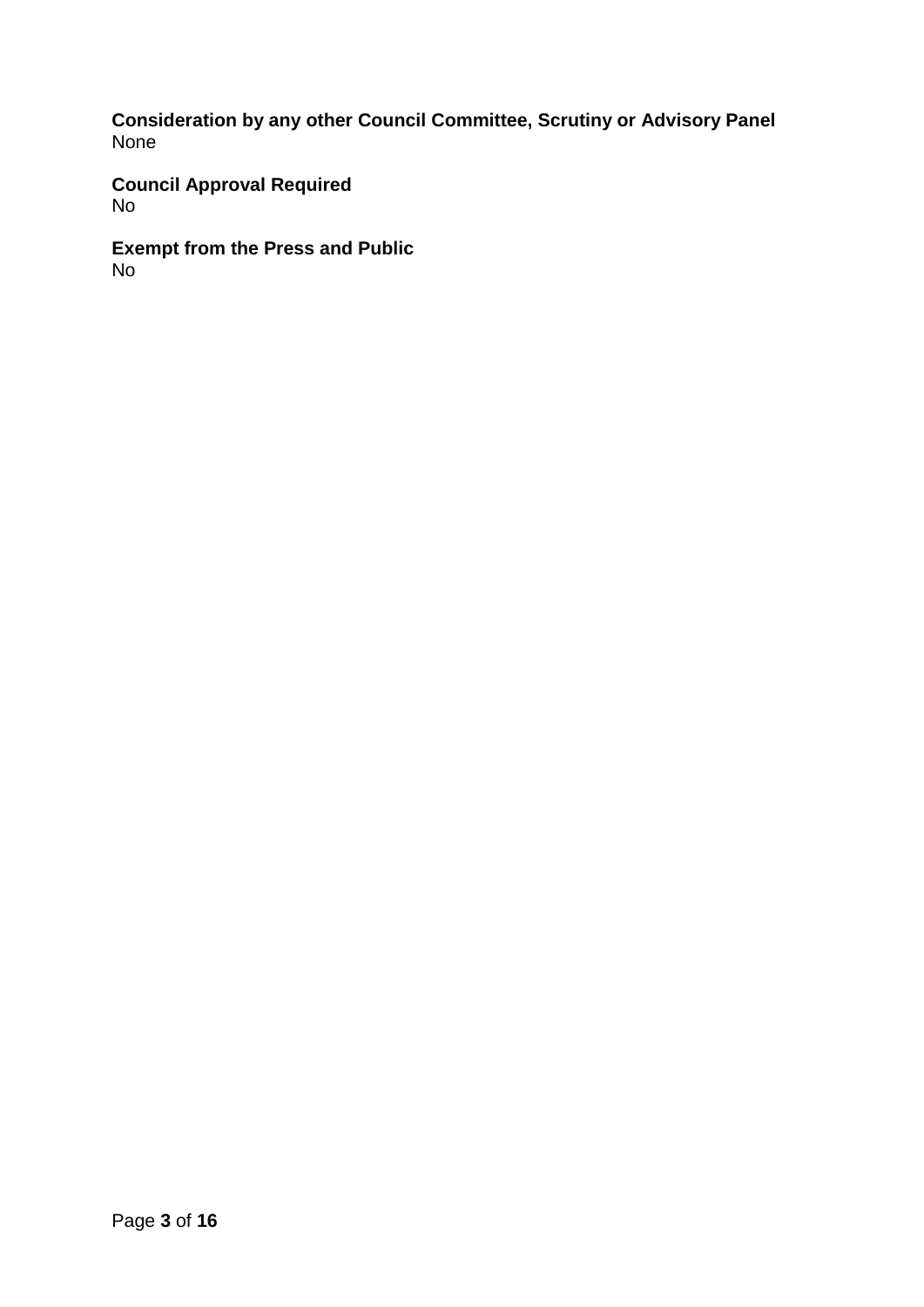**Consideration by any other Council Committee, Scrutiny or Advisory Panel**
None

**Council Approval Required**
No

**Exempt from the Press and Public**
No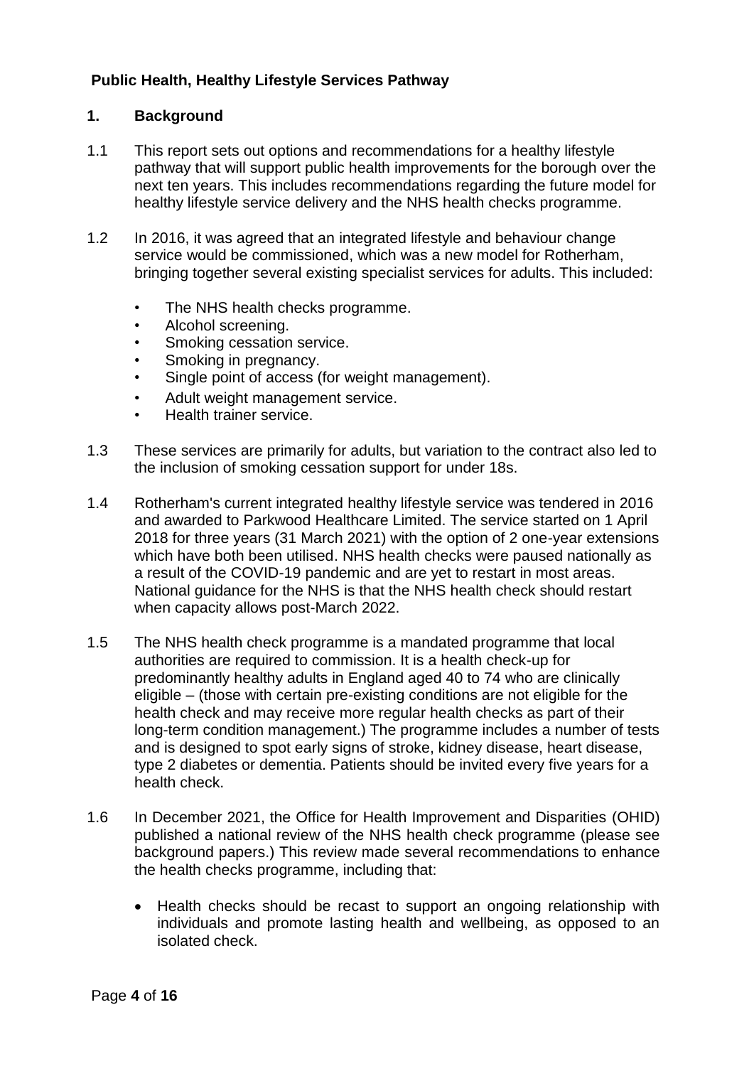## Public Health, Healthy Lifestyle Services Pathway

### 1. Background

1.1 This report sets out options and recommendations for a healthy lifestyle pathway that will support public health improvements for the borough over the next ten years. This includes recommendations regarding the future model for healthy lifestyle service delivery and the NHS health checks programme.

1.2 In 2016, it was agreed that an integrated lifestyle and behaviour change service would be commissioned, which was a new model for Rotherham, bringing together several existing specialist services for adults. This included:

- The NHS health checks programme.
- Alcohol screening.
- Smoking cessation service.
- Smoking in pregnancy.
- Single point of access (for weight management).
- Adult weight management service.
- Health trainer service.

1.3 These services are primarily for adults, but variation to the contract also led to the inclusion of smoking cessation support for under 18s.

1.4 Rotherham's current integrated healthy lifestyle service was tendered in 2016 and awarded to Parkwood Healthcare Limited. The service started on 1 April 2018 for three years (31 March 2021) with the option of 2 one-year extensions which have both been utilised. NHS health checks were paused nationally as a result of the COVID-19 pandemic and are yet to restart in most areas. National guidance for the NHS is that the NHS health check should restart when capacity allows post-March 2022.

1.5 The NHS health check programme is a mandated programme that local authorities are required to commission. It is a health check-up for predominantly healthy adults in England aged 40 to 74 who are clinically eligible – (those with certain pre-existing conditions are not eligible for the health check and may receive more regular health checks as part of their long-term condition management.) The programme includes a number of tests and is designed to spot early signs of stroke, kidney disease, heart disease, type 2 diabetes or dementia. Patients should be invited every five years for a health check.

1.6 In December 2021, the Office for Health Improvement and Disparities (OHID) published a national review of the NHS health check programme (please see background papers.) This review made several recommendations to enhance the health checks programme, including that:

- Health checks should be recast to support an ongoing relationship with individuals and promote lasting health and wellbeing, as opposed to an isolated check.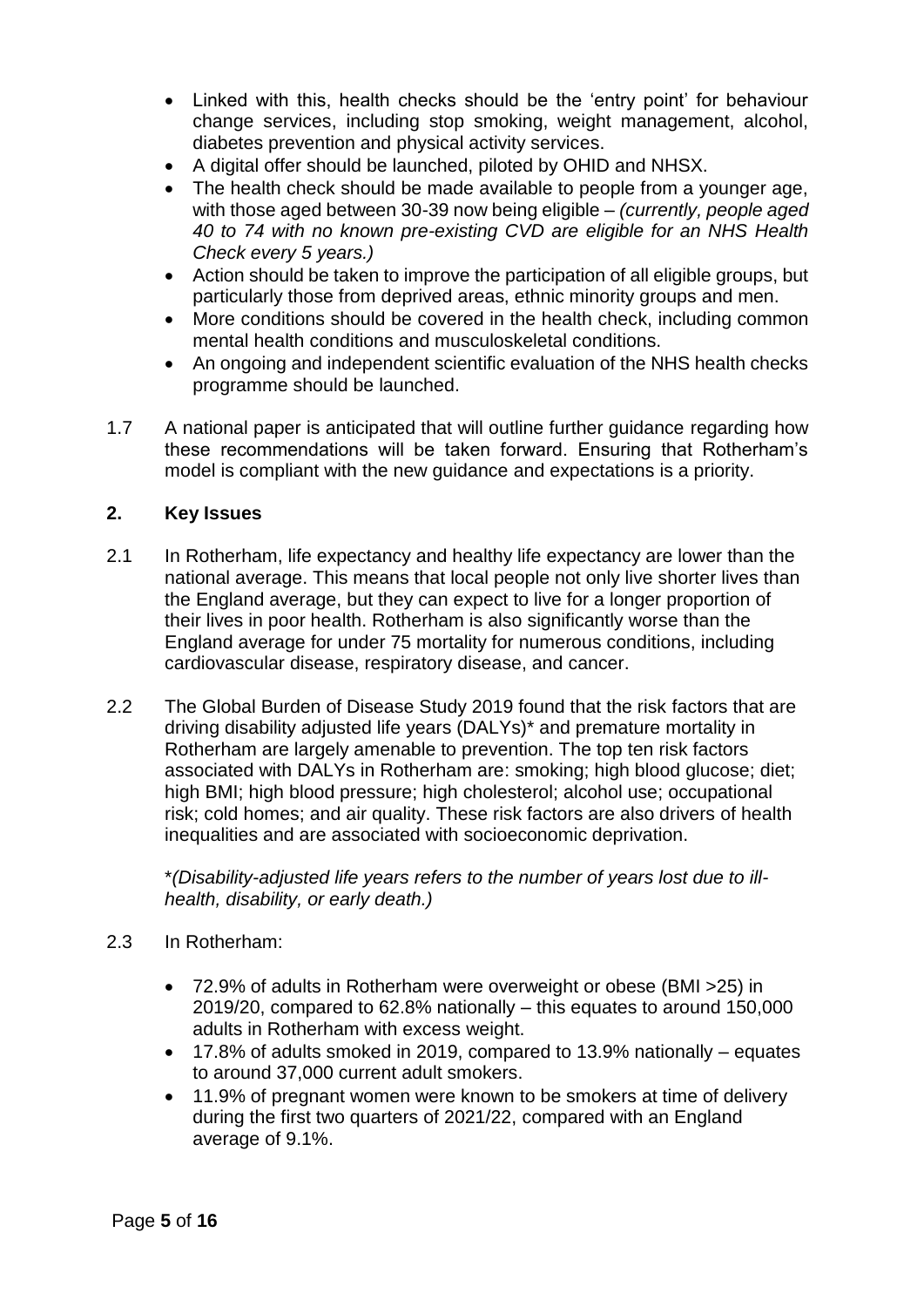- Linked with this, health checks should be the 'entry point' for behaviour change services, including stop smoking, weight management, alcohol, diabetes prevention and physical activity services.
- A digital offer should be launched, piloted by OHID and NHSX.
- The health check should be made available to people from a younger age, with those aged between 30-39 now being eligible – *(currently, people aged 40 to 74 with no known pre-existing CVD are eligible for an NHS Health Check every 5 years.)*
- Action should be taken to improve the participation of all eligible groups, but particularly those from deprived areas, ethnic minority groups and men.
- More conditions should be covered in the health check, including common mental health conditions and musculoskeletal conditions.
- An ongoing and independent scientific evaluation of the NHS health checks programme should be launched.

1.7 A national paper is anticipated that will outline further guidance regarding how these recommendations will be taken forward. Ensuring that Rotherham's model is compliant with the new guidance and expectations is a priority.

## 2. Key Issues

2.1 In Rotherham, life expectancy and healthy life expectancy are lower than the national average. This means that local people not only live shorter lives than the England average, but they can expect to live for a longer proportion of their lives in poor health. Rotherham is also significantly worse than the England average for under 75 mortality for numerous conditions, including cardiovascular disease, respiratory disease, and cancer.

2.2 The Global Burden of Disease Study 2019 found that the risk factors that are driving disability adjusted life years (DALYs)* and premature mortality in Rotherham are largely amenable to prevention. The top ten risk factors associated with DALYs in Rotherham are: smoking; high blood glucose; diet; high BMI; high blood pressure; high cholesterol; alcohol use; occupational risk; cold homes; and air quality. These risk factors are also drivers of health inequalities and are associated with socioeconomic deprivation.

*\*(Disability-adjusted life years refers to the number of years lost due to ill-health, disability, or early death.)*

2.3 In Rotherham:

- 72.9% of adults in Rotherham were overweight or obese (BMI >25) in 2019/20, compared to 62.8% nationally – this equates to around 150,000 adults in Rotherham with excess weight.
- 17.8% of adults smoked in 2019, compared to 13.9% nationally – equates to around 37,000 current adult smokers.
- 11.9% of pregnant women were known to be smokers at time of delivery during the first two quarters of 2021/22, compared with an England average of 9.1%.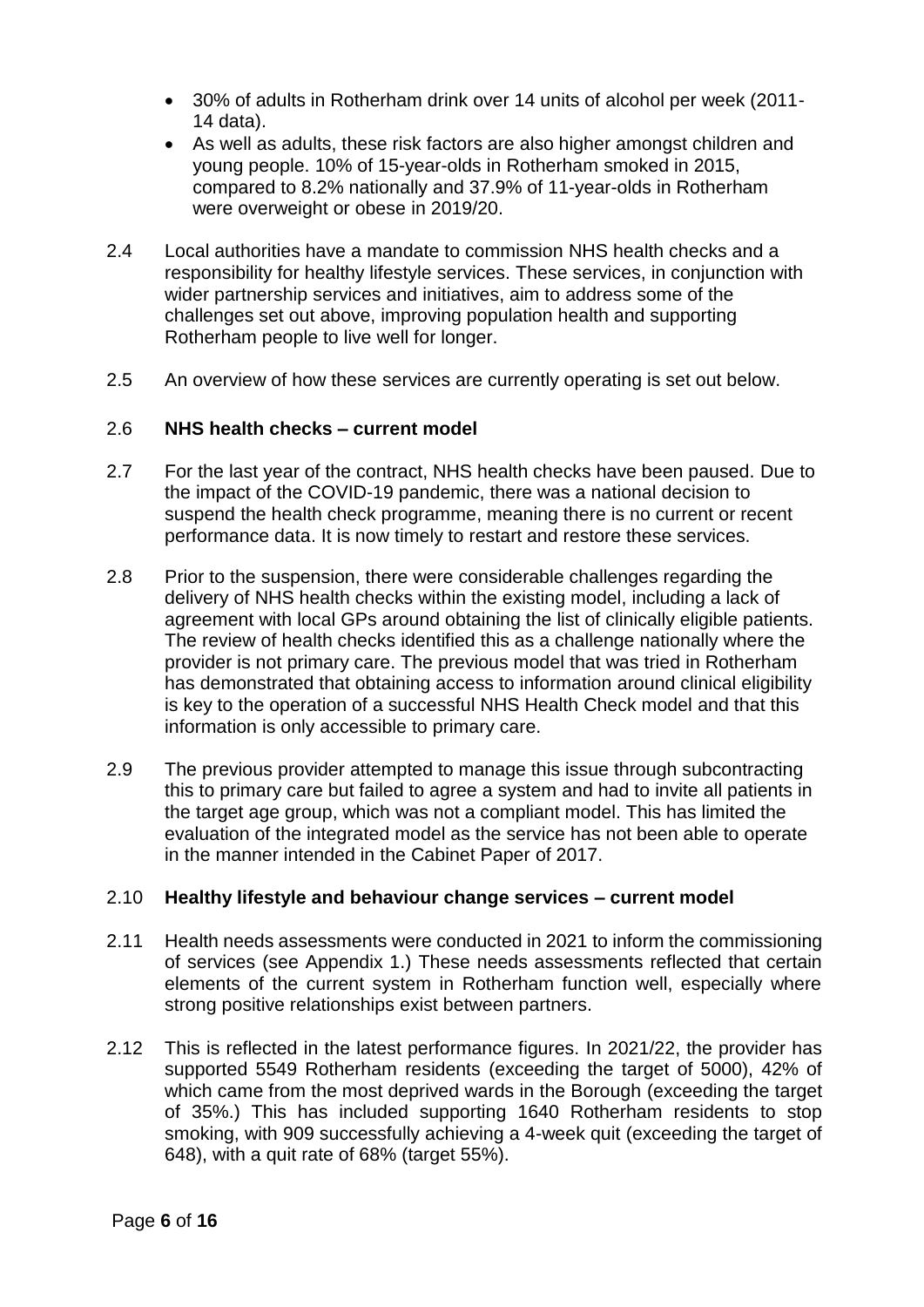- 30% of adults in Rotherham drink over 14 units of alcohol per week (2011-14 data).
- As well as adults, these risk factors are also higher amongst children and young people. 10% of 15-year-olds in Rotherham smoked in 2015, compared to 8.2% nationally and 37.9% of 11-year-olds in Rotherham were overweight or obese in 2019/20.

2.4 Local authorities have a mandate to commission NHS health checks and a responsibility for healthy lifestyle services. These services, in conjunction with wider partnership services and initiatives, aim to address some of the challenges set out above, improving population health and supporting Rotherham people to live well for longer.

2.5 An overview of how these services are currently operating is set out below.

2.6 **NHS health checks – current model**

2.7 For the last year of the contract, NHS health checks have been paused. Due to the impact of the COVID-19 pandemic, there was a national decision to suspend the health check programme, meaning there is no current or recent performance data. It is now timely to restart and restore these services.

2.8 Prior to the suspension, there were considerable challenges regarding the delivery of NHS health checks within the existing model, including a lack of agreement with local GPs around obtaining the list of clinically eligible patients. The review of health checks identified this as a challenge nationally where the provider is not primary care. The previous model that was tried in Rotherham has demonstrated that obtaining access to information around clinical eligibility is key to the operation of a successful NHS Health Check model and that this information is only accessible to primary care.

2.9 The previous provider attempted to manage this issue through subcontracting this to primary care but failed to agree a system and had to invite all patients in the target age group, which was not a compliant model. This has limited the evaluation of the integrated model as the service has not been able to operate in the manner intended in the Cabinet Paper of 2017.

2.10 **Healthy lifestyle and behaviour change services – current model**

2.11 Health needs assessments were conducted in 2021 to inform the commissioning of services (see Appendix 1.) These needs assessments reflected that certain elements of the current system in Rotherham function well, especially where strong positive relationships exist between partners.

2.12 This is reflected in the latest performance figures. In 2021/22, the provider has supported 5549 Rotherham residents (exceeding the target of 5000), 42% of which came from the most deprived wards in the Borough (exceeding the target of 35%.) This has included supporting 1640 Rotherham residents to stop smoking, with 909 successfully achieving a 4-week quit (exceeding the target of 648), with a quit rate of 68% (target 55%).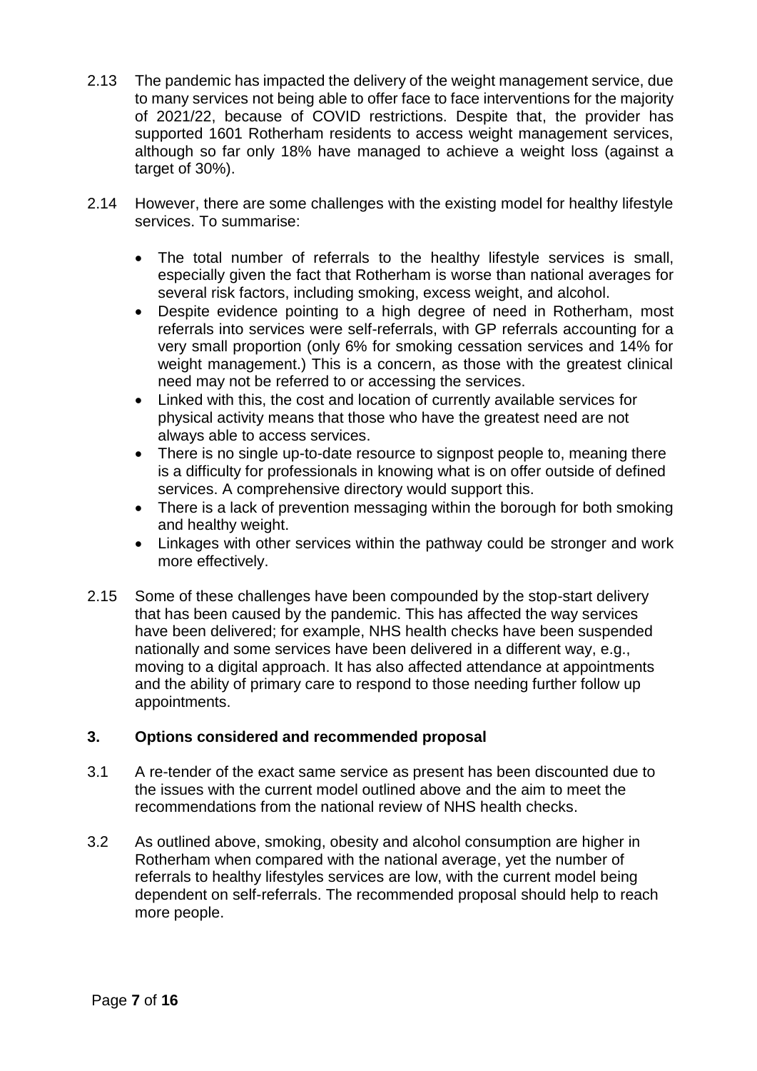2.13 The pandemic has impacted the delivery of the weight management service, due to many services not being able to offer face to face interventions for the majority of 2021/22, because of COVID restrictions. Despite that, the provider has supported 1601 Rotherham residents to access weight management services, although so far only 18% have managed to achieve a weight loss (against a target of 30%).

2.14 However, there are some challenges with the existing model for healthy lifestyle services. To summarise:

- The total number of referrals to the healthy lifestyle services is small, especially given the fact that Rotherham is worse than national averages for several risk factors, including smoking, excess weight, and alcohol.
- Despite evidence pointing to a high degree of need in Rotherham, most referrals into services were self-referrals, with GP referrals accounting for a very small proportion (only 6% for smoking cessation services and 14% for weight management.) This is a concern, as those with the greatest clinical need may not be referred to or accessing the services.
- Linked with this, the cost and location of currently available services for physical activity means that those who have the greatest need are not always able to access services.
- There is no single up-to-date resource to signpost people to, meaning there is a difficulty for professionals in knowing what is on offer outside of defined services. A comprehensive directory would support this.
- There is a lack of prevention messaging within the borough for both smoking and healthy weight.
- Linkages with other services within the pathway could be stronger and work more effectively.

2.15 Some of these challenges have been compounded by the stop-start delivery that has been caused by the pandemic. This has affected the way services have been delivered; for example, NHS health checks have been suspended nationally and some services have been delivered in a different way, e.g., moving to a digital approach. It has also affected attendance at appointments and the ability of primary care to respond to those needing further follow up appointments.

## 3. Options considered and recommended proposal

3.1 A re-tender of the exact same service as present has been discounted due to the issues with the current model outlined above and the aim to meet the recommendations from the national review of NHS health checks.

3.2 As outlined above, smoking, obesity and alcohol consumption are higher in Rotherham when compared with the national average, yet the number of referrals to healthy lifestyles services are low, with the current model being dependent on self-referrals. The recommended proposal should help to reach more people.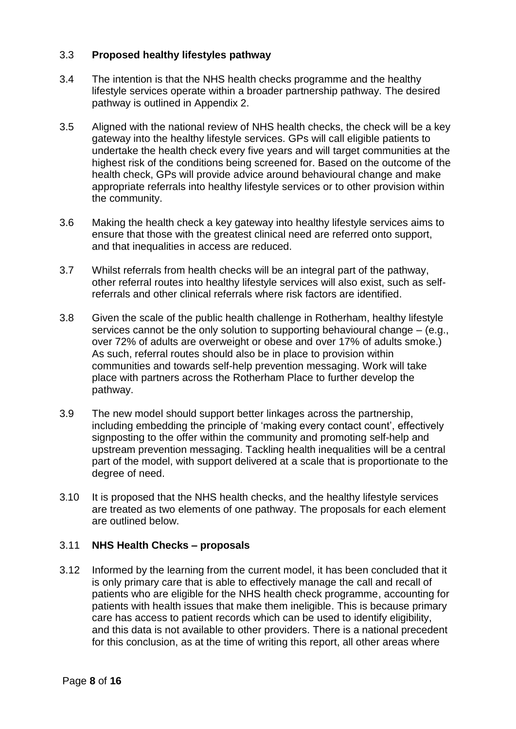3.3 **Proposed healthy lifestyles pathway**

3.4 The intention is that the NHS health checks programme and the healthy lifestyle services operate within a broader partnership pathway. The desired pathway is outlined in Appendix 2.

3.5 Aligned with the national review of NHS health checks, the check will be a key gateway into the healthy lifestyle services. GPs will call eligible patients to undertake the health check every five years and will target communities at the highest risk of the conditions being screened for. Based on the outcome of the health check, GPs will provide advice around behavioural change and make appropriate referrals into healthy lifestyle services or to other provision within the community.

3.6 Making the health check a key gateway into healthy lifestyle services aims to ensure that those with the greatest clinical need are referred onto support, and that inequalities in access are reduced.

3.7 Whilst referrals from health checks will be an integral part of the pathway, other referral routes into healthy lifestyle services will also exist, such as self-referrals and other clinical referrals where risk factors are identified.

3.8 Given the scale of the public health challenge in Rotherham, healthy lifestyle services cannot be the only solution to supporting behavioural change – (e.g., over 72% of adults are overweight or obese and over 17% of adults smoke.) As such, referral routes should also be in place to provision within communities and towards self-help prevention messaging. Work will take place with partners across the Rotherham Place to further develop the pathway.

3.9 The new model should support better linkages across the partnership, including embedding the principle of 'making every contact count', effectively signposting to the offer within the community and promoting self-help and upstream prevention messaging. Tackling health inequalities will be a central part of the model, with support delivered at a scale that is proportionate to the degree of need.

3.10 It is proposed that the NHS health checks, and the healthy lifestyle services are treated as two elements of one pathway. The proposals for each element are outlined below.

3.11 **NHS Health Checks – proposals**

3.12 Informed by the learning from the current model, it has been concluded that it is only primary care that is able to effectively manage the call and recall of patients who are eligible for the NHS health check programme, accounting for patients with health issues that make them ineligible. This is because primary care has access to patient records which can be used to identify eligibility, and this data is not available to other providers. There is a national precedent for this conclusion, as at the time of writing this report, all other areas where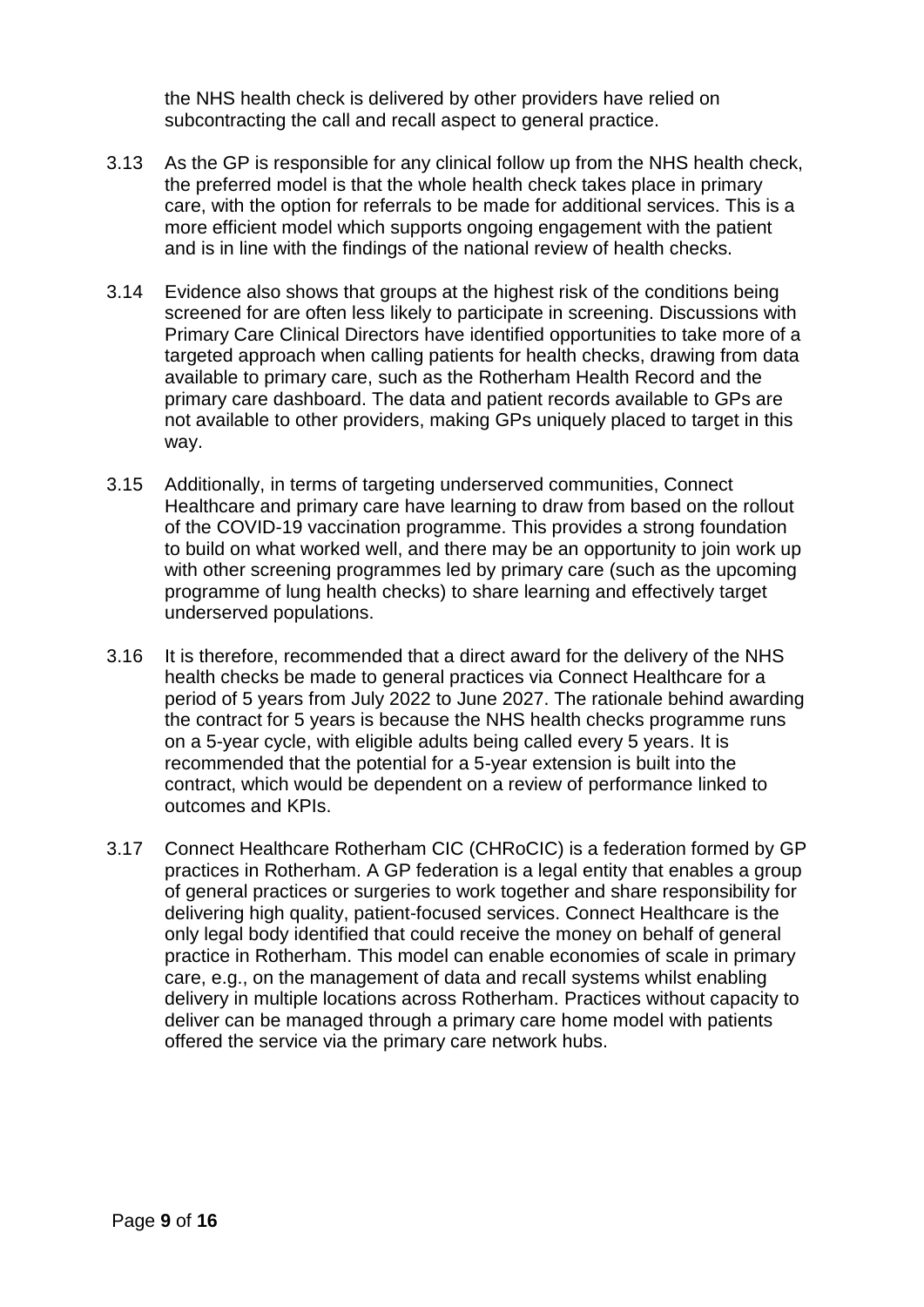the NHS health check is delivered by other providers have relied on subcontracting the call and recall aspect to general practice.

3.13 As the GP is responsible for any clinical follow up from the NHS health check, the preferred model is that the whole health check takes place in primary care, with the option for referrals to be made for additional services. This is a more efficient model which supports ongoing engagement with the patient and is in line with the findings of the national review of health checks.

3.14 Evidence also shows that groups at the highest risk of the conditions being screened for are often less likely to participate in screening. Discussions with Primary Care Clinical Directors have identified opportunities to take more of a targeted approach when calling patients for health checks, drawing from data available to primary care, such as the Rotherham Health Record and the primary care dashboard. The data and patient records available to GPs are not available to other providers, making GPs uniquely placed to target in this way.

3.15 Additionally, in terms of targeting underserved communities, Connect Healthcare and primary care have learning to draw from based on the rollout of the COVID-19 vaccination programme. This provides a strong foundation to build on what worked well, and there may be an opportunity to join work up with other screening programmes led by primary care (such as the upcoming programme of lung health checks) to share learning and effectively target underserved populations.

3.16 It is therefore, recommended that a direct award for the delivery of the NHS health checks be made to general practices via Connect Healthcare for a period of 5 years from July 2022 to June 2027. The rationale behind awarding the contract for 5 years is because the NHS health checks programme runs on a 5-year cycle, with eligible adults being called every 5 years. It is recommended that the potential for a 5-year extension is built into the contract, which would be dependent on a review of performance linked to outcomes and KPIs.

3.17 Connect Healthcare Rotherham CIC (CHRoCIC) is a federation formed by GP practices in Rotherham. A GP federation is a legal entity that enables a group of general practices or surgeries to work together and share responsibility for delivering high quality, patient-focused services. Connect Healthcare is the only legal body identified that could receive the money on behalf of general practice in Rotherham. This model can enable economies of scale in primary care, e.g., on the management of data and recall systems whilst enabling delivery in multiple locations across Rotherham. Practices without capacity to deliver can be managed through a primary care home model with patients offered the service via the primary care network hubs.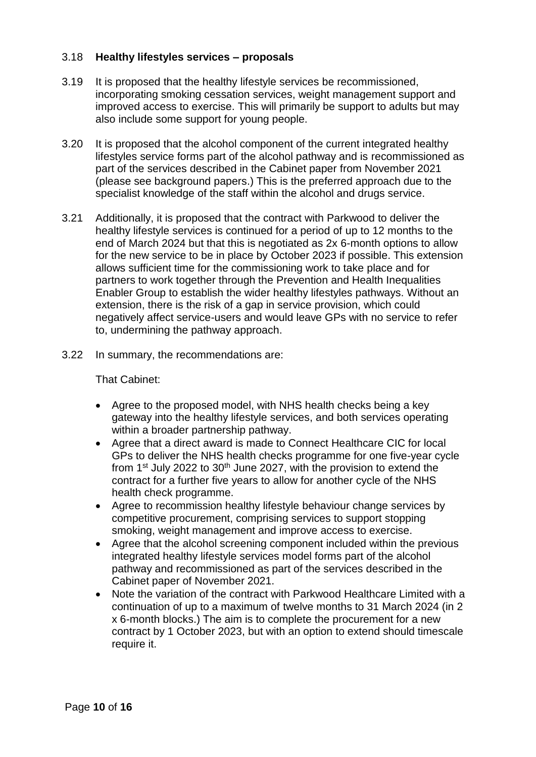3.18 **Healthy lifestyles services – proposals**

3.19 It is proposed that the healthy lifestyle services be recommissioned, incorporating smoking cessation services, weight management support and improved access to exercise. This will primarily be support to adults but may also include some support for young people.

3.20 It is proposed that the alcohol component of the current integrated healthy lifestyles service forms part of the alcohol pathway and is recommissioned as part of the services described in the Cabinet paper from November 2021 (please see background papers.) This is the preferred approach due to the specialist knowledge of the staff within the alcohol and drugs service.

3.21 Additionally, it is proposed that the contract with Parkwood to deliver the healthy lifestyle services is continued for a period of up to 12 months to the end of March 2024 but that this is negotiated as 2x 6-month options to allow for the new service to be in place by October 2023 if possible. This extension allows sufficient time for the commissioning work to take place and for partners to work together through the Prevention and Health Inequalities Enabler Group to establish the wider healthy lifestyles pathways. Without an extension, there is the risk of a gap in service provision, which could negatively affect service-users and would leave GPs with no service to refer to, undermining the pathway approach.

3.22 In summary, the recommendations are:

That Cabinet:

- Agree to the proposed model, with NHS health checks being a key gateway into the healthy lifestyle services, and both services operating within a broader partnership pathway.
- Agree that a direct award is made to Connect Healthcare CIC for local GPs to deliver the NHS health checks programme for one five-year cycle from 1st July 2022 to 30th June 2027, with the provision to extend the contract for a further five years to allow for another cycle of the NHS health check programme.
- Agree to recommission healthy lifestyle behaviour change services by competitive procurement, comprising services to support stopping smoking, weight management and improve access to exercise.
- Agree that the alcohol screening component included within the previous integrated healthy lifestyle services model forms part of the alcohol pathway and recommissioned as part of the services described in the Cabinet paper of November 2021.
- Note the variation of the contract with Parkwood Healthcare Limited with a continuation of up to a maximum of twelve months to 31 March 2024 (in 2 x 6-month blocks.) The aim is to complete the procurement for a new contract by 1 October 2023, but with an option to extend should timescale require it.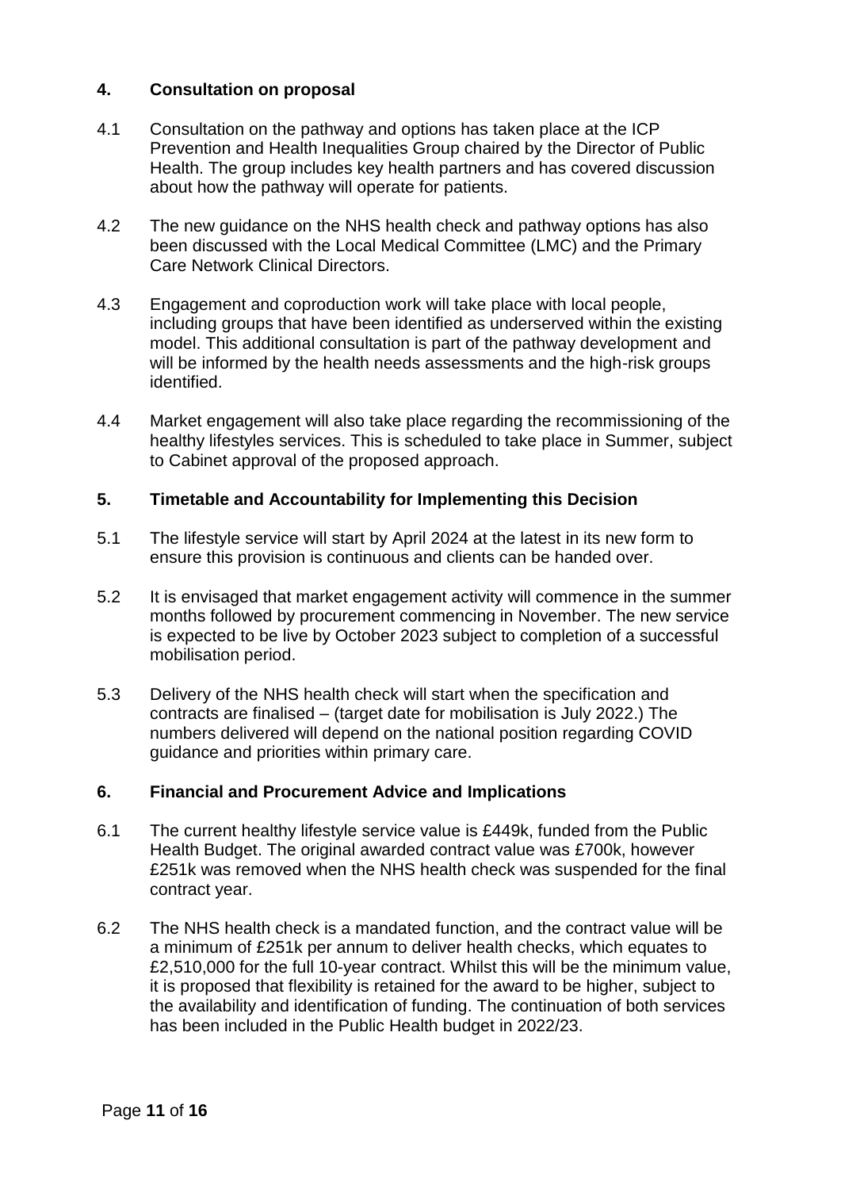## 4. Consultation on proposal

4.1 Consultation on the pathway and options has taken place at the ICP Prevention and Health Inequalities Group chaired by the Director of Public Health. The group includes key health partners and has covered discussion about how the pathway will operate for patients.

4.2 The new guidance on the NHS health check and pathway options has also been discussed with the Local Medical Committee (LMC) and the Primary Care Network Clinical Directors.

4.3 Engagement and coproduction work will take place with local people, including groups that have been identified as underserved within the existing model. This additional consultation is part of the pathway development and will be informed by the health needs assessments and the high-risk groups identified.

4.4 Market engagement will also take place regarding the recommissioning of the healthy lifestyles services. This is scheduled to take place in Summer, subject to Cabinet approval of the proposed approach.

## 5. Timetable and Accountability for Implementing this Decision

5.1 The lifestyle service will start by April 2024 at the latest in its new form to ensure this provision is continuous and clients can be handed over.

5.2 It is envisaged that market engagement activity will commence in the summer months followed by procurement commencing in November. The new service is expected to be live by October 2023 subject to completion of a successful mobilisation period.

5.3 Delivery of the NHS health check will start when the specification and contracts are finalised – (target date for mobilisation is July 2022.) The numbers delivered will depend on the national position regarding COVID guidance and priorities within primary care.

## 6. Financial and Procurement Advice and Implications

6.1 The current healthy lifestyle service value is £449k, funded from the Public Health Budget. The original awarded contract value was £700k, however £251k was removed when the NHS health check was suspended for the final contract year.

6.2 The NHS health check is a mandated function, and the contract value will be a minimum of £251k per annum to deliver health checks, which equates to £2,510,000 for the full 10-year contract. Whilst this will be the minimum value, it is proposed that flexibility is retained for the award to be higher, subject to the availability and identification of funding. The continuation of both services has been included in the Public Health budget in 2022/23.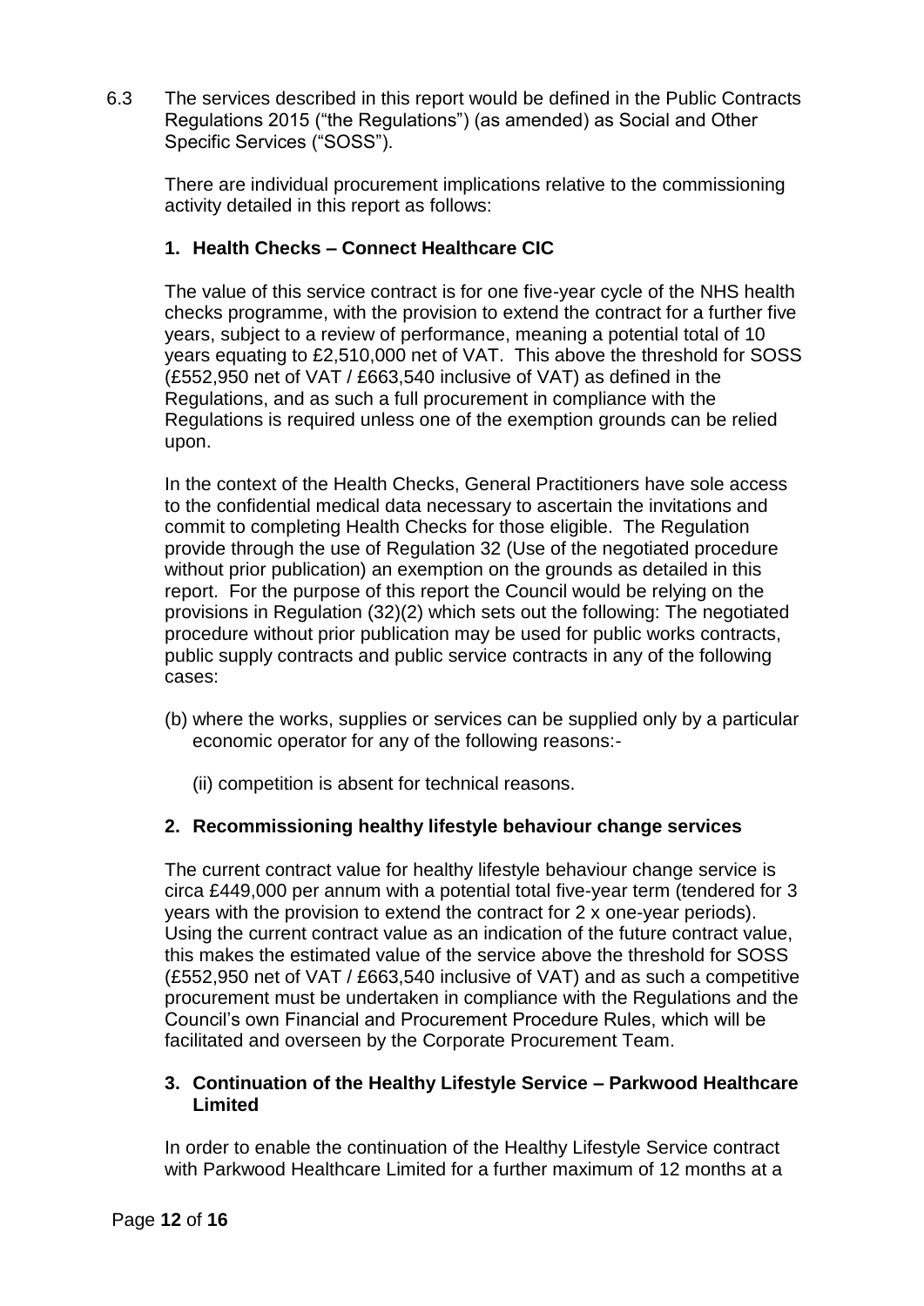6.3 The services described in this report would be defined in the Public Contracts Regulations 2015 ("the Regulations") (as amended) as Social and Other Specific Services ("SOSS").

There are individual procurement implications relative to the commissioning activity detailed in this report as follows:

**1. Health Checks – Connect Healthcare CIC**

The value of this service contract is for one five-year cycle of the NHS health checks programme, with the provision to extend the contract for a further five years, subject to a review of performance, meaning a potential total of 10 years equating to £2,510,000 net of VAT. This above the threshold for SOSS (£552,950 net of VAT / £663,540 inclusive of VAT) as defined in the Regulations, and as such a full procurement in compliance with the Regulations is required unless one of the exemption grounds can be relied upon.

In the context of the Health Checks, General Practitioners have sole access to the confidential medical data necessary to ascertain the invitations and commit to completing Health Checks for those eligible. The Regulation provide through the use of Regulation 32 (Use of the negotiated procedure without prior publication) an exemption on the grounds as detailed in this report. For the purpose of this report the Council would be relying on the provisions in Regulation (32)(2) which sets out the following: The negotiated procedure without prior publication may be used for public works contracts, public supply contracts and public service contracts in any of the following cases:

(b) where the works, supplies or services can be supplied only by a particular economic operator for any of the following reasons:-

(ii) competition is absent for technical reasons.

**2. Recommissioning healthy lifestyle behaviour change services**

The current contract value for healthy lifestyle behaviour change service is circa £449,000 per annum with a potential total five-year term (tendered for 3 years with the provision to extend the contract for 2 x one-year periods). Using the current contract value as an indication of the future contract value, this makes the estimated value of the service above the threshold for SOSS (£552,950 net of VAT / £663,540 inclusive of VAT) and as such a competitive procurement must be undertaken in compliance with the Regulations and the Council's own Financial and Procurement Procedure Rules, which will be facilitated and overseen by the Corporate Procurement Team.

**3. Continuation of the Healthy Lifestyle Service – Parkwood Healthcare Limited**

In order to enable the continuation of the Healthy Lifestyle Service contract with Parkwood Healthcare Limited for a further maximum of 12 months at a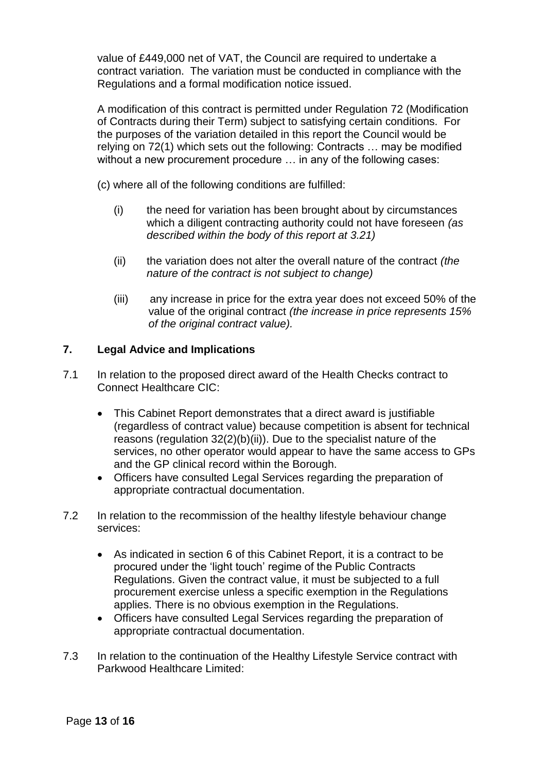value of £449,000 net of VAT, the Council are required to undertake a contract variation. The variation must be conducted in compliance with the Regulations and a formal modification notice issued.

A modification of this contract is permitted under Regulation 72 (Modification of Contracts during their Term) subject to satisfying certain conditions. For the purposes of the variation detailed in this report the Council would be relying on 72(1) which sets out the following: Contracts … may be modified without a new procurement procedure … in any of the following cases:

(c) where all of the following conditions are fulfilled:

(i) the need for variation has been brought about by circumstances which a diligent contracting authority could not have foreseen *(as described within the body of this report at 3.21)*

(ii) the variation does not alter the overall nature of the contract *(the nature of the contract is not subject to change)*

(iii) any increase in price for the extra year does not exceed 50% of the value of the original contract *(the increase in price represents 15% of the original contract value).*

## 7. Legal Advice and Implications

7.1 In relation to the proposed direct award of the Health Checks contract to Connect Healthcare CIC:

- This Cabinet Report demonstrates that a direct award is justifiable (regardless of contract value) because competition is absent for technical reasons (regulation 32(2)(b)(ii)). Due to the specialist nature of the services, no other operator would appear to have the same access to GPs and the GP clinical record within the Borough.
- Officers have consulted Legal Services regarding the preparation of appropriate contractual documentation.

7.2 In relation to the recommission of the healthy lifestyle behaviour change services:

- As indicated in section 6 of this Cabinet Report, it is a contract to be procured under the 'light touch' regime of the Public Contracts Regulations. Given the contract value, it must be subjected to a full procurement exercise unless a specific exemption in the Regulations applies. There is no obvious exemption in the Regulations.
- Officers have consulted Legal Services regarding the preparation of appropriate contractual documentation.

7.3 In relation to the continuation of the Healthy Lifestyle Service contract with Parkwood Healthcare Limited: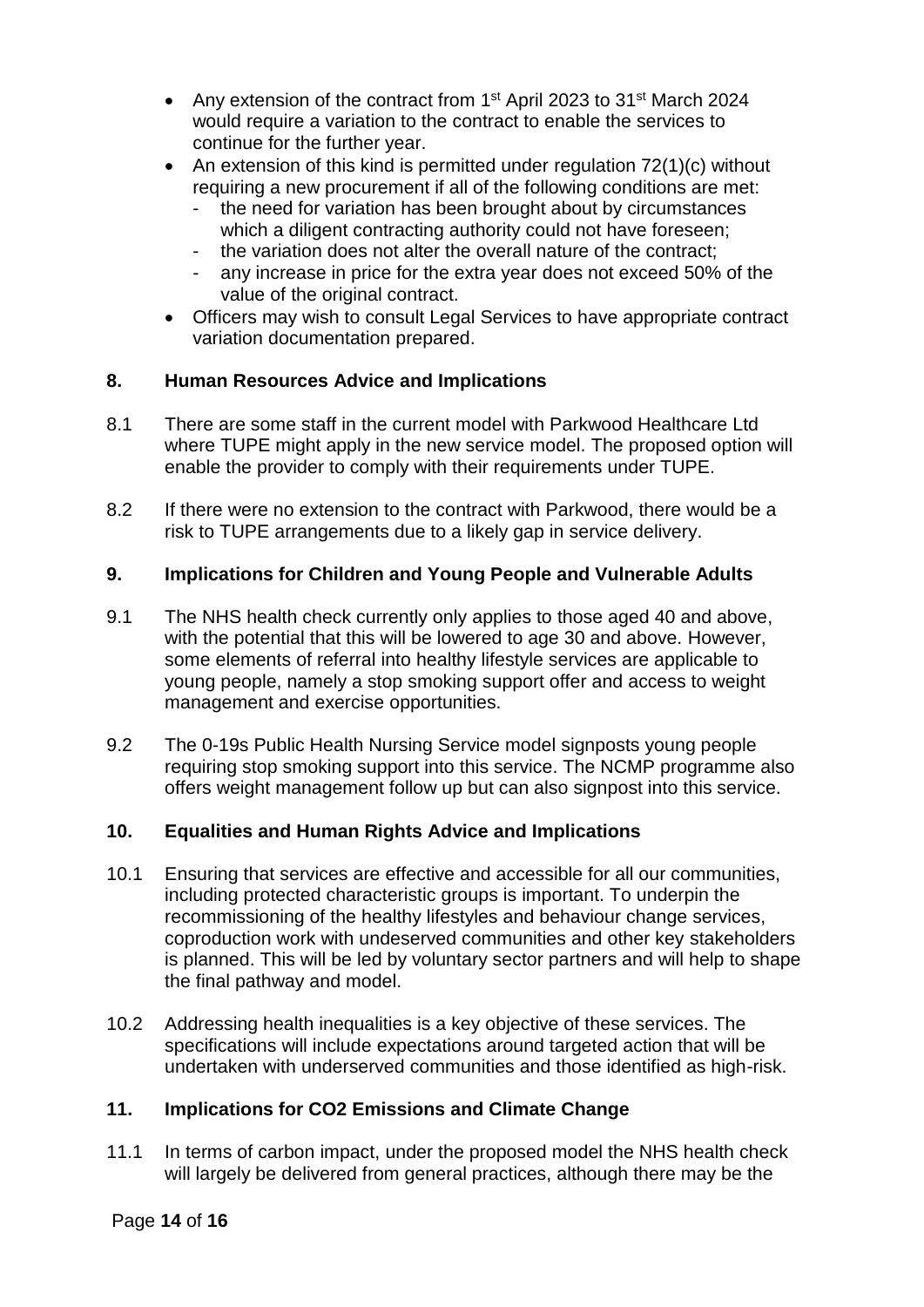- Any extension of the contract from 1st April 2023 to 31st March 2024 would require a variation to the contract to enable the services to continue for the further year.
- An extension of this kind is permitted under regulation 72(1)(c) without requiring a new procurement if all of the following conditions are met:
  - the need for variation has been brought about by circumstances which a diligent contracting authority could not have foreseen;
  - the variation does not alter the overall nature of the contract;
  - any increase in price for the extra year does not exceed 50% of the value of the original contract.
- Officers may wish to consult Legal Services to have appropriate contract variation documentation prepared.

## 8. Human Resources Advice and Implications

8.1 There are some staff in the current model with Parkwood Healthcare Ltd where TUPE might apply in the new service model. The proposed option will enable the provider to comply with their requirements under TUPE.

8.2 If there were no extension to the contract with Parkwood, there would be a risk to TUPE arrangements due to a likely gap in service delivery.

## 9. Implications for Children and Young People and Vulnerable Adults

9.1 The NHS health check currently only applies to those aged 40 and above, with the potential that this will be lowered to age 30 and above. However, some elements of referral into healthy lifestyle services are applicable to young people, namely a stop smoking support offer and access to weight management and exercise opportunities.

9.2 The 0-19s Public Health Nursing Service model signposts young people requiring stop smoking support into this service. The NCMP programme also offers weight management follow up but can also signpost into this service.

## 10. Equalities and Human Rights Advice and Implications

10.1 Ensuring that services are effective and accessible for all our communities, including protected characteristic groups is important. To underpin the recommissioning of the healthy lifestyles and behaviour change services, coproduction work with undeserved communities and other key stakeholders is planned. This will be led by voluntary sector partners and will help to shape the final pathway and model.

10.2 Addressing health inequalities is a key objective of these services. The specifications will include expectations around targeted action that will be undertaken with underserved communities and those identified as high-risk.

## 11. Implications for CO2 Emissions and Climate Change

11.1 In terms of carbon impact, under the proposed model the NHS health check will largely be delivered from general practices, although there may be the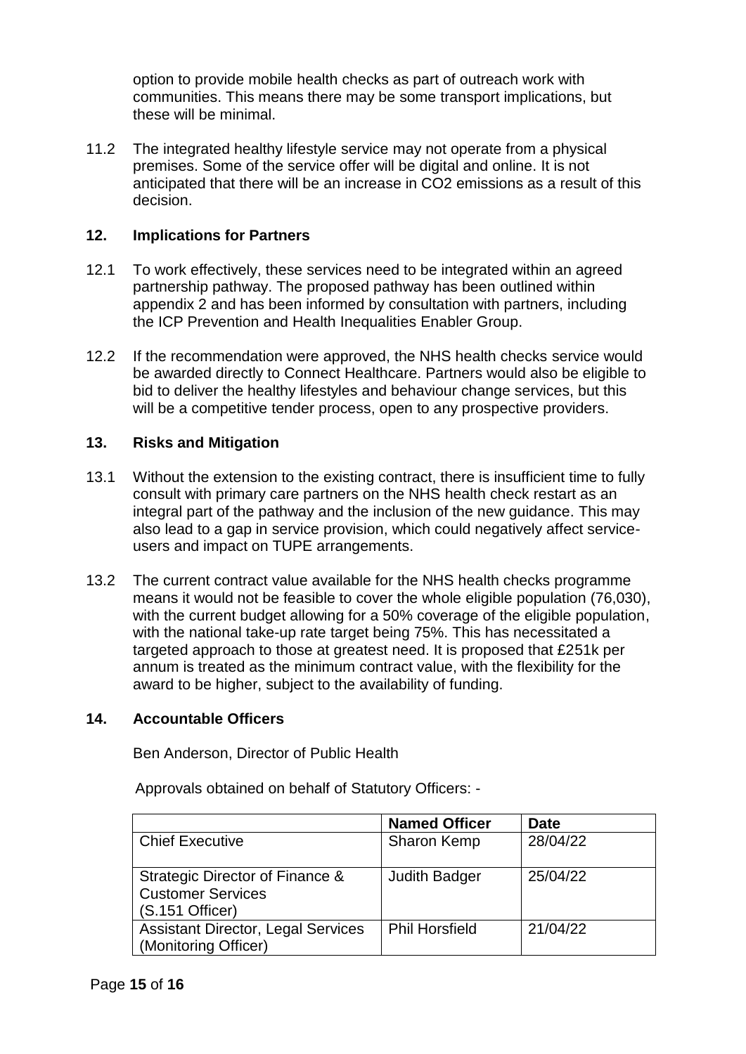option to provide mobile health checks as part of outreach work with communities. This means there may be some transport implications, but these will be minimal.

11.2 The integrated healthy lifestyle service may not operate from a physical premises. Some of the service offer will be digital and online. It is not anticipated that there will be an increase in $CO_2$ emissions as a result of this decision.

## 12. Implications for Partners

12.1 To work effectively, these services need to be integrated within an agreed partnership pathway. The proposed pathway has been outlined within appendix 2 and has been informed by consultation with partners, including the ICP Prevention and Health Inequalities Enabler Group.

12.2 If the recommendation were approved, the NHS health checks service would be awarded directly to Connect Healthcare. Partners would also be eligible to bid to deliver the healthy lifestyles and behaviour change services, but this will be a competitive tender process, open to any prospective providers.

## 13. Risks and Mitigation

13.1 Without the extension to the existing contract, there is insufficient time to fully consult with primary care partners on the NHS health check restart as an integral part of the pathway and the inclusion of the new guidance. This may also lead to a gap in service provision, which could negatively affect service-users and impact on TUPE arrangements.

13.2 The current contract value available for the NHS health checks programme means it would not be feasible to cover the whole eligible population (76,030), with the current budget allowing for a 50% coverage of the eligible population, with the national take-up rate target being 75%. This has necessitated a targeted approach to those at greatest need. It is proposed that £251k per annum is treated as the minimum contract value, with the flexibility for the award to be higher, subject to the availability of funding.

## 14. Accountable Officers

Ben Anderson, Director of Public Health

Approvals obtained on behalf of Statutory Officers: -

| | Named Officer | Date |
|---|---|---|
| Chief Executive | Sharon Kemp | 28/04/22 |
| Strategic Director of Finance & Customer Services (S.151 Officer) | Judith Badger | 25/04/22 |
| Assistant Director, Legal Services (Monitoring Officer) | Phil Horsfield | 21/04/22 |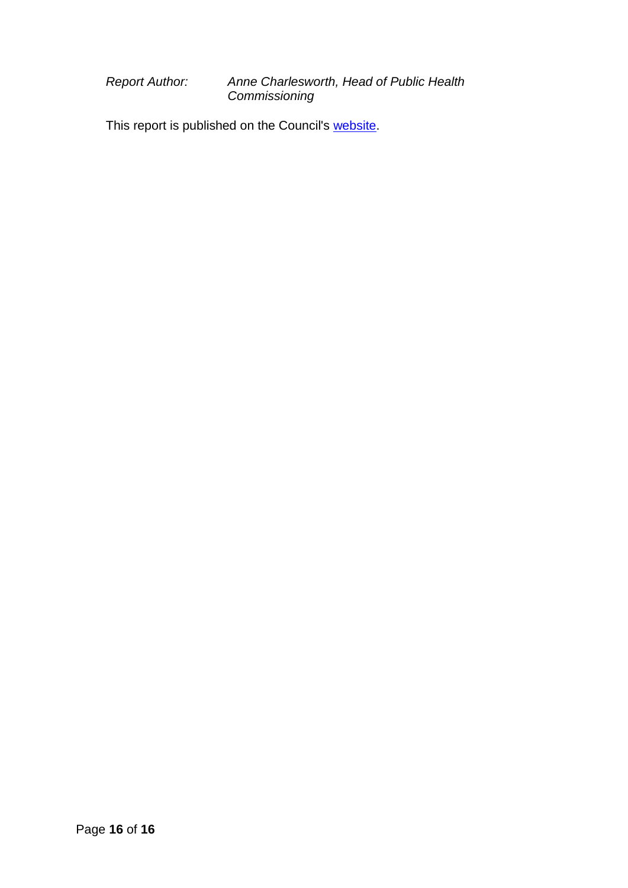*Report Author:* *Anne Charlesworth, Head of Public Health Commissioning*

This report is published on the Council's website.